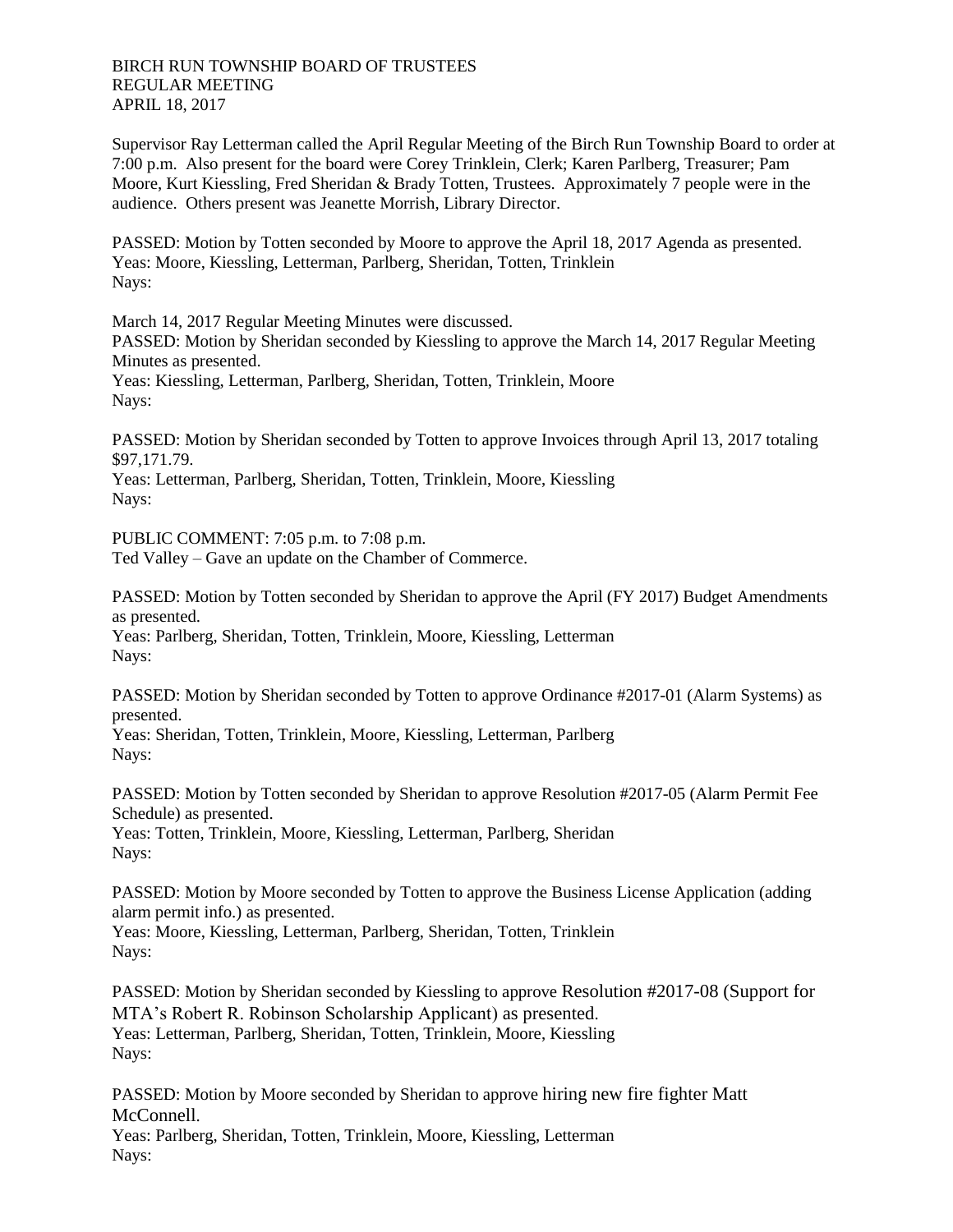BIRCH RUN TOWNSHIP BOARD OF TRUSTEES
REGULAR MEETING
APRIL 18, 2017

Supervisor Ray Letterman called the April Regular Meeting of the Birch Run Township Board to order at 7:00 p.m. Also present for the board were Corey Trinklein, Clerk; Karen Parlberg, Treasurer; Pam Moore, Kurt Kiessling, Fred Sheridan & Brady Totten, Trustees. Approximately 7 people were in the audience. Others present was Jeanette Morrish, Library Director.

PASSED: Motion by Totten seconded by Moore to approve the April 18, 2017 Agenda as presented.
Yeas: Moore, Kiessling, Letterman, Parlberg, Sheridan, Totten, Trinklein
Nays:

March 14, 2017 Regular Meeting Minutes were discussed.
PASSED: Motion by Sheridan seconded by Kiessling to approve the March 14, 2017 Regular Meeting Minutes as presented.
Yeas: Kiessling, Letterman, Parlberg, Sheridan, Totten, Trinklein, Moore
Nays:

PASSED: Motion by Sheridan seconded by Totten to approve Invoices through April 13, 2017 totaling $97,171.79.
Yeas: Letterman, Parlberg, Sheridan, Totten, Trinklein, Moore, Kiessling
Nays:

PUBLIC COMMENT: 7:05 p.m. to 7:08 p.m.
Ted Valley – Gave an update on the Chamber of Commerce.

PASSED: Motion by Totten seconded by Sheridan to approve the April (FY 2017) Budget Amendments as presented.
Yeas: Parlberg, Sheridan, Totten, Trinklein, Moore, Kiessling, Letterman
Nays:

PASSED: Motion by Sheridan seconded by Totten to approve Ordinance #2017-01 (Alarm Systems) as presented.
Yeas: Sheridan, Totten, Trinklein, Moore, Kiessling, Letterman, Parlberg
Nays:

PASSED: Motion by Totten seconded by Sheridan to approve Resolution #2017-05 (Alarm Permit Fee Schedule) as presented.
Yeas: Totten, Trinklein, Moore, Kiessling, Letterman, Parlberg, Sheridan
Nays:

PASSED: Motion by Moore seconded by Totten to approve the Business License Application (adding alarm permit info.) as presented.
Yeas: Moore, Kiessling, Letterman, Parlberg, Sheridan, Totten, Trinklein
Nays:

PASSED: Motion by Sheridan seconded by Kiessling to approve Resolution #2017-08 (Support for MTA's Robert R. Robinson Scholarship Applicant) as presented.
Yeas: Letterman, Parlberg, Sheridan, Totten, Trinklein, Moore, Kiessling
Nays:

PASSED: Motion by Moore seconded by Sheridan to approve hiring new fire fighter Matt McConnell.
Yeas: Parlberg, Sheridan, Totten, Trinklein, Moore, Kiessling, Letterman
Nays: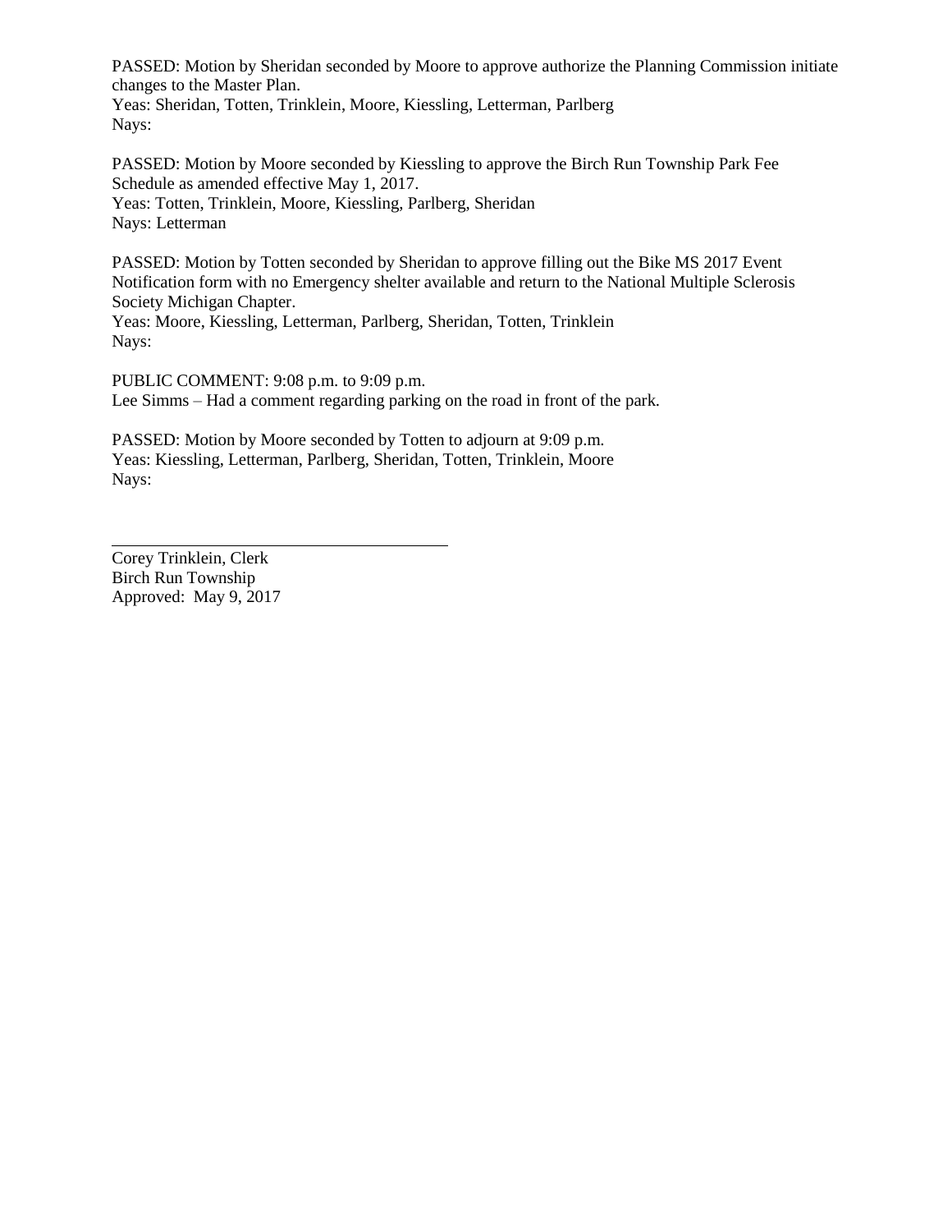PASSED: Motion by Sheridan seconded by Moore to approve authorize the Planning Commission initiate changes to the Master Plan.
Yeas: Sheridan, Totten, Trinklein, Moore, Kiessling, Letterman, Parlberg
Nays:

PASSED: Motion by Moore seconded by Kiessling to approve the Birch Run Township Park Fee Schedule as amended effective May 1, 2017.
Yeas: Totten, Trinklein, Moore, Kiessling, Parlberg, Sheridan
Nays: Letterman

PASSED: Motion by Totten seconded by Sheridan to approve filling out the Bike MS 2017 Event Notification form with no Emergency shelter available and return to the National Multiple Sclerosis Society Michigan Chapter.
Yeas: Moore, Kiessling, Letterman, Parlberg, Sheridan, Totten, Trinklein
Nays:

PUBLIC COMMENT: 9:08 p.m. to 9:09 p.m.
Lee Simms – Had a comment regarding parking on the road in front of the park.

PASSED: Motion by Moore seconded by Totten to adjourn at 9:09 p.m.
Yeas: Kiessling, Letterman, Parlberg, Sheridan, Totten, Trinklein, Moore
Nays:

---

Corey Trinklein, Clerk
Birch Run Township
Approved: May 9, 2017